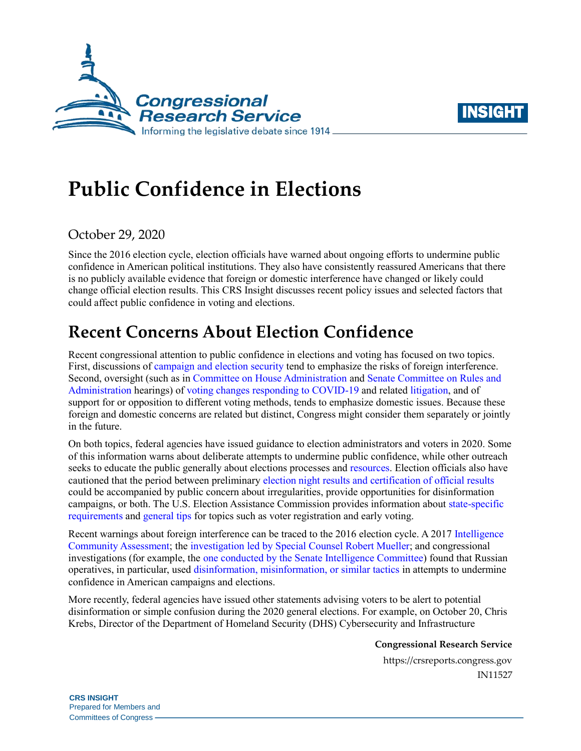# Public Confidence in Elections

October 29, 2020

Since the 2016 election cycle, election officials have warned about ongoing efforts to undermine public confidence in American political institutions. They also have consistently reassured Americans that there is no publicly available evidence that foreign or domestic interference have changed or likely could change official election results. This CRS Insight discusses recent policy issues and selected factors that could affect public confidence in voting and elections.

## Recent Concerns About Election Confidence

Recent congressional attention to public confidence in elections and voting has focused on two topics. First, discussions of campaign and election security tend to emphasize the risks of foreign interference. Second, oversight (such as in Committee on House Administration and Senate Committee on Rules and Administration hearings) of voting changes responding to COVID-19 and related litigation, and of support for or opposition to different voting methods, tends to emphasize domestic issues. Because these foreign and domestic concerns are related but distinct, Congress might consider them separately or jointly in the future.

On both topics, federal agencies have issued guidance to election administrators and voters in 2020. Some of this information warns about deliberate attempts to undermine public confidence, while other outreach seeks to educate the public generally about elections processes and resources. Election officials also have cautioned that the period between preliminary election night results and certification of official results could be accompanied by public concern about irregularities, provide opportunities for disinformation campaigns, or both. The U.S. Election Assistance Commission provides information about state-specific requirements and general tips for topics such as voter registration and early voting.

Recent warnings about foreign interference can be traced to the 2016 election cycle. A 2017 Intelligence Community Assessment; the investigation led by Special Counsel Robert Mueller; and congressional investigations (for example, the one conducted by the Senate Intelligence Committee) found that Russian operatives, in particular, used disinformation, misinformation, or similar tactics in attempts to undermine confidence in American campaigns and elections.

More recently, federal agencies have issued other statements advising voters to be alert to potential disinformation or simple confusion during the 2020 general elections. For example, on October 20, Chris Krebs, Director of the Department of Homeland Security (DHS) Cybersecurity and Infrastructure

**Congressional Research Service**

https://crsreports.congress.gov

IN11527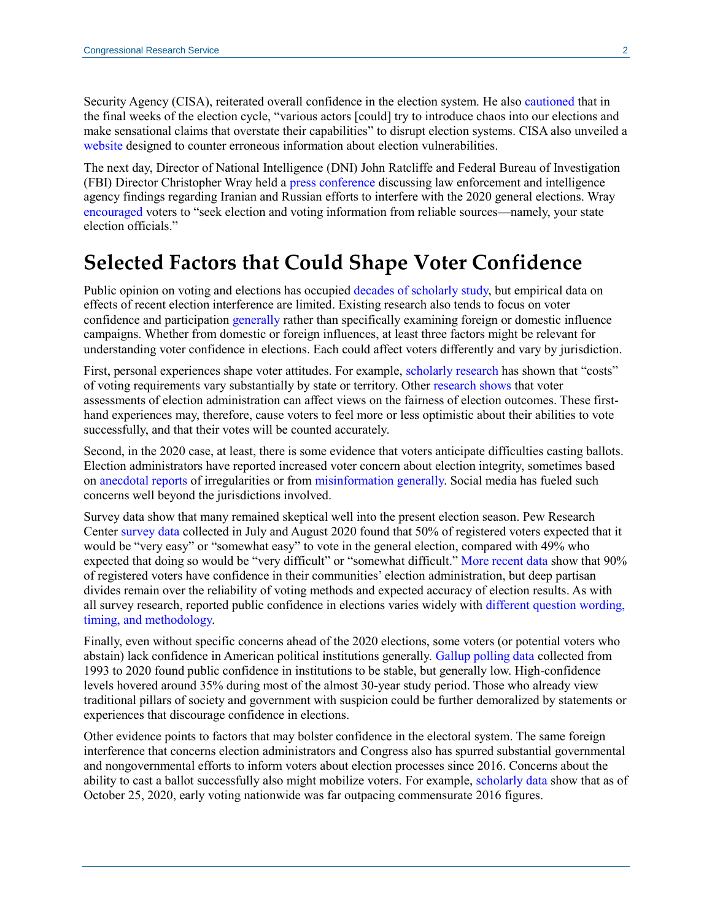Security Agency (CISA), reiterated overall confidence in the election system. He also cautioned that in the final weeks of the election cycle, "various actors [could] try to introduce chaos into our elections and make sensational claims that overstate their capabilities" to disrupt election systems. CISA also unveiled a website designed to counter erroneous information about election vulnerabilities.

The next day, Director of National Intelligence (DNI) John Ratcliffe and Federal Bureau of Investigation (FBI) Director Christopher Wray held a press conference discussing law enforcement and intelligence agency findings regarding Iranian and Russian efforts to interfere with the 2020 general elections. Wray encouraged voters to "seek election and voting information from reliable sources—namely, your state election officials."

## Selected Factors that Could Shape Voter Confidence

Public opinion on voting and elections has occupied decades of scholarly study, but empirical data on effects of recent election interference are limited. Existing research also tends to focus on voter confidence and participation generally rather than specifically examining foreign or domestic influence campaigns. Whether from domestic or foreign influences, at least three factors might be relevant for understanding voter confidence in elections. Each could affect voters differently and vary by jurisdiction.

First, personal experiences shape voter attitudes. For example, scholarly research has shown that "costs" of voting requirements vary substantially by state or territory. Other research shows that voter assessments of election administration can affect views on the fairness of election outcomes. These first-hand experiences may, therefore, cause voters to feel more or less optimistic about their abilities to vote successfully, and that their votes will be counted accurately.

Second, in the 2020 case, at least, there is some evidence that voters anticipate difficulties casting ballots. Election administrators have reported increased voter concern about election integrity, sometimes based on anecdotal reports of irregularities or from misinformation generally. Social media has fueled such concerns well beyond the jurisdictions involved.

Survey data show that many remained skeptical well into the present election season. Pew Research Center survey data collected in July and August 2020 found that 50% of registered voters expected that it would be "very easy" or "somewhat easy" to vote in the general election, compared with 49% who expected that doing so would be "very difficult" or "somewhat difficult." More recent data show that 90% of registered voters have confidence in their communities' election administration, but deep partisan divides remain over the reliability of voting methods and expected accuracy of election results. As with all survey research, reported public confidence in elections varies widely with different question wording, timing, and methodology.

Finally, even without specific concerns ahead of the 2020 elections, some voters (or potential voters who abstain) lack confidence in American political institutions generally. Gallup polling data collected from 1993 to 2020 found public confidence in institutions to be stable, but generally low. High-confidence levels hovered around 35% during most of the almost 30-year study period. Those who already view traditional pillars of society and government with suspicion could be further demoralized by statements or experiences that discourage confidence in elections.

Other evidence points to factors that may bolster confidence in the electoral system. The same foreign interference that concerns election administrators and Congress also has spurred substantial governmental and nongovernmental efforts to inform voters about election processes since 2016. Concerns about the ability to cast a ballot successfully also might mobilize voters. For example, scholarly data show that as of October 25, 2020, early voting nationwide was far outpacing commensurate 2016 figures.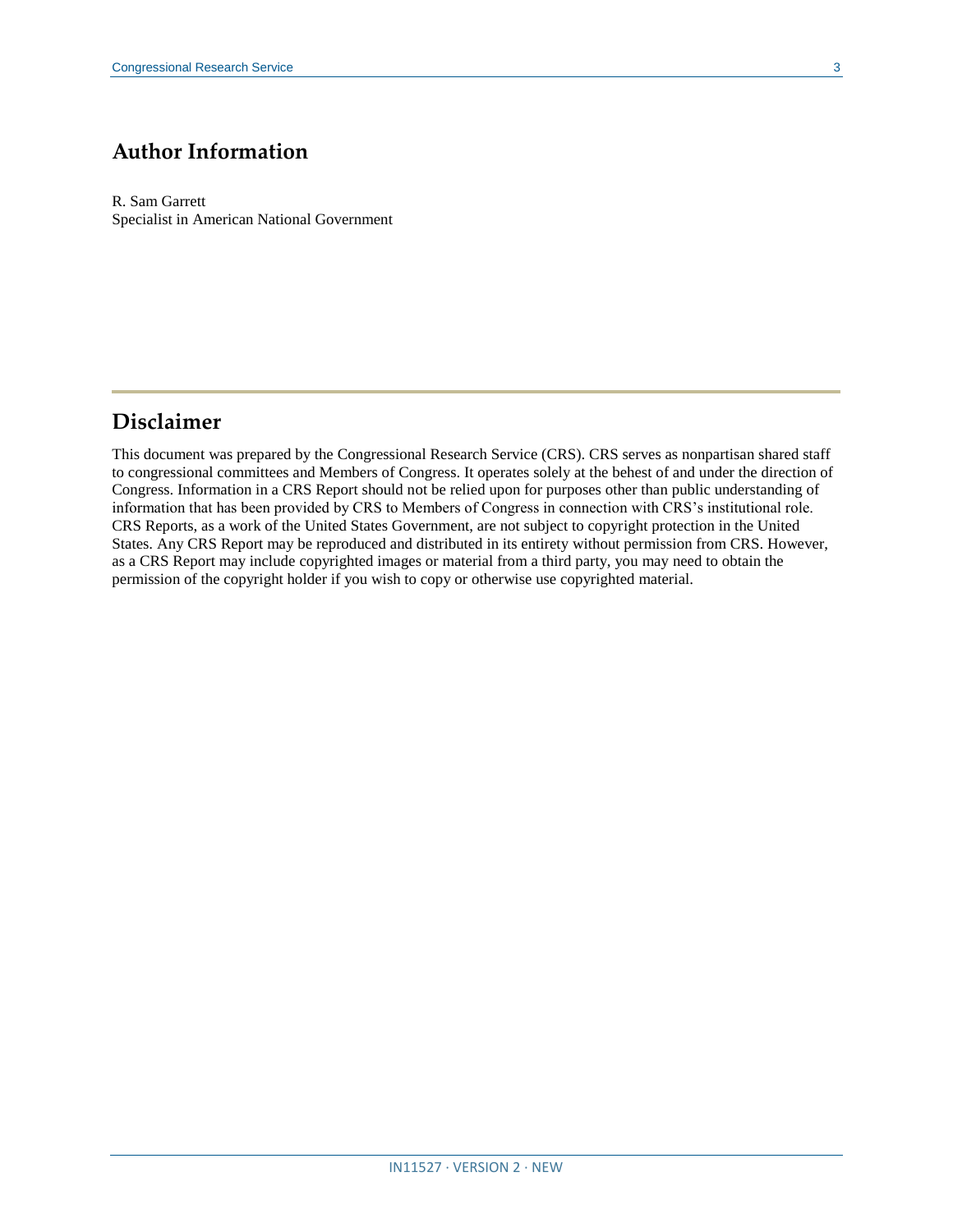## Author Information

R. Sam Garrett
Specialist in American National Government

## Disclaimer

This document was prepared by the Congressional Research Service (CRS). CRS serves as nonpartisan shared staff to congressional committees and Members of Congress. It operates solely at the behest of and under the direction of Congress. Information in a CRS Report should not be relied upon for purposes other than public understanding of information that has been provided by CRS to Members of Congress in connection with CRS's institutional role. CRS Reports, as a work of the United States Government, are not subject to copyright protection in the United States. Any CRS Report may be reproduced and distributed in its entirety without permission from CRS. However, as a CRS Report may include copyrighted images or material from a third party, you may need to obtain the permission of the copyright holder if you wish to copy or otherwise use copyrighted material.